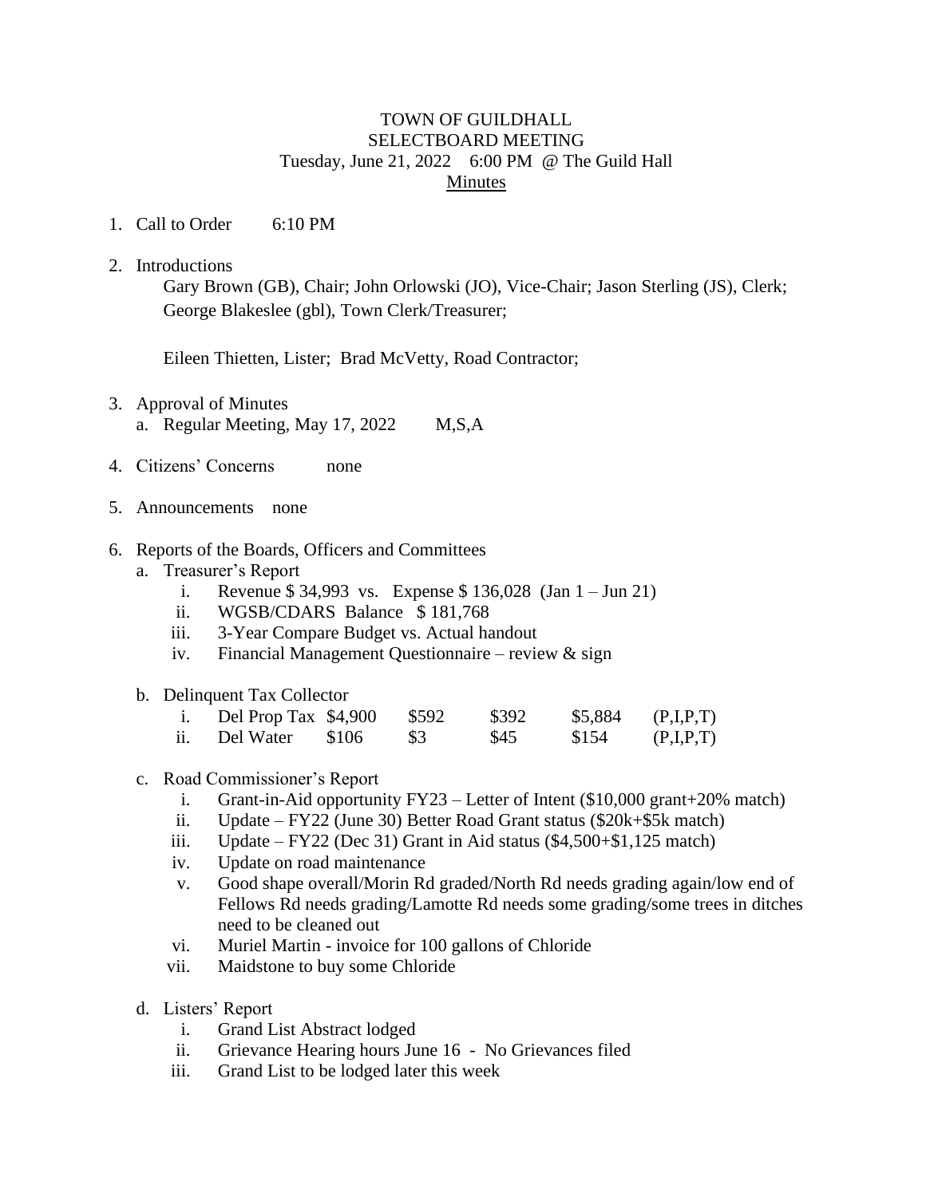TOWN OF GUILDHALL
SELECTBOARD MEETING
Tuesday, June 21, 2022 6:00 PM @ The Guild Hall
Minutes

1. Call to Order 6:10 PM

2. Introductions

   Gary Brown (GB), Chair; John Orlowski (JO), Vice-Chair; Jason Sterling (JS), Clerk; George Blakeslee (gbl), Town Clerk/Treasurer;

   Eileen Thietten, Lister; Brad McVetty, Road Contractor;

3. Approval of Minutes
   a. Regular Meeting, May 17, 2022 M,S,A

4. Citizens' Concerns none

5. Announcements none

6. Reports of the Boards, Officers and Committees
   a. Treasurer's Report
      i. Revenue $ 34,993 vs. Expense $ 136,028 (Jan 1 – Jun 21)
      ii. WGSB/CDARS Balance $ 181,768
      iii. 3-Year Compare Budget vs. Actual handout
      iv. Financial Management Questionnaire – review & sign

   b. Delinquent Tax Collector

|  |  |  |  |  |  |  |
|---|---|---|---|---|---|---|
| i. | Del Prop Tax | $4,900 | $592 | $392 | $5,884 | (P,I,P,T) |
| ii. | Del Water | $106 | $3 | $45 | $154 | (P,I,P,T) |

   c. Road Commissioner's Report
      i. Grant-in-Aid opportunity FY23 – Letter of Intent ($10,000 grant+20% match)
      ii. Update – FY22 (June 30) Better Road Grant status ($20k+$5k match)
      iii. Update – FY22 (Dec 31) Grant in Aid status ($4,500+$1,125 match)
      iv. Update on road maintenance
      v. Good shape overall/Morin Rd graded/North Rd needs grading again/low end of Fellows Rd needs grading/Lamotte Rd needs some grading/some trees in ditches need to be cleaned out
      vi. Muriel Martin - invoice for 100 gallons of Chloride
      vii. Maidstone to buy some Chloride

   d. Listers' Report
      i. Grand List Abstract lodged
      ii. Grievance Hearing hours June 16 - No Grievances filed
      iii. Grand List to be lodged later this week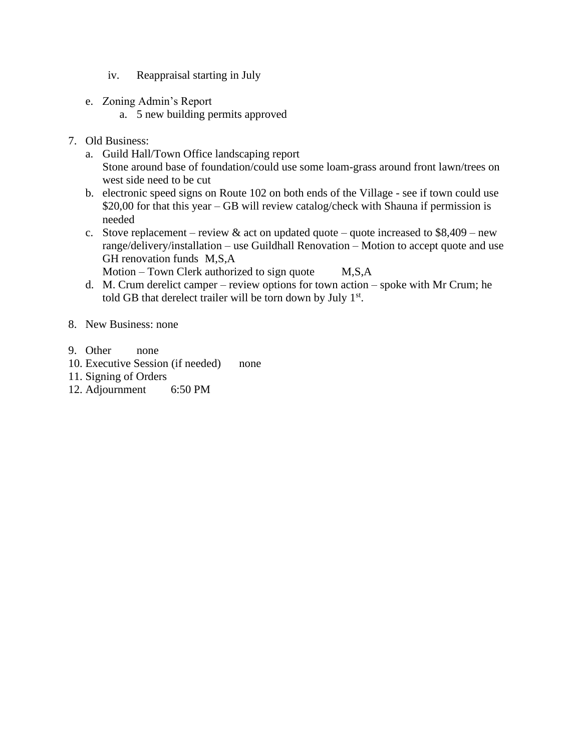iv. Reappraisal starting in July

e. Zoning Admin's Report
    a. 5 new building permits approved

7. Old Business:
    a. Guild Hall/Town Office landscaping report
       Stone around base of foundation/could use some loam-grass around front lawn/trees on west side need to be cut
    b. electronic speed signs on Route 102 on both ends of the Village - see if town could use $20,00 for that this year – GB will review catalog/check with Shauna if permission is needed
    c. Stove replacement – review & act on updated quote – quote increased to $8,409 – new range/delivery/installation – use Guildhall Renovation – Motion to accept quote and use GH renovation funds M,S,A
       Motion – Town Clerk authorized to sign quote M,S,A
    d. M. Crum derelict camper – review options for town action – spoke with Mr Crum; he told GB that derelect trailer will be torn down by July 1st.

8. New Business: none

9. Other none
10. Executive Session (if needed) none
11. Signing of Orders
12. Adjournment 6:50 PM